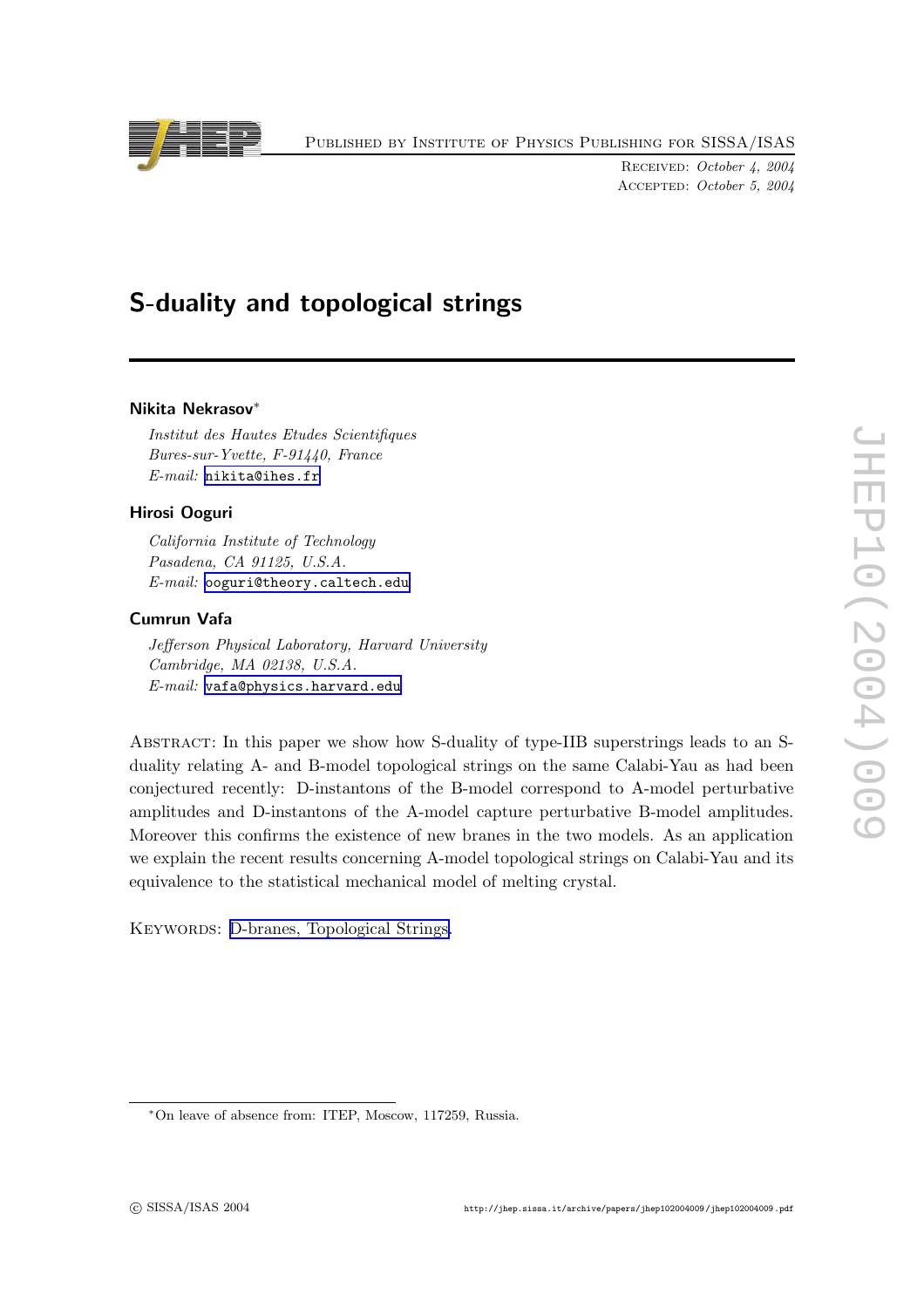Published by Institute of Physics Publishing for SISSA/ISAS

Received: *October 4, 2004*
Accepted: *October 5, 2004*

# S-duality and topological strings

**Nikita Nekrasov***

*Institut des Hautes Etudes Scientifiques*
*Bures-sur-Yvette, F-91440, France*
*E-mail:* nikita@ihes.fr

**Hirosi Ooguri**

*California Institute of Technology*
*Pasadena, CA 91125, U.S.A.*
*E-mail:* ooguri@theory.caltech.edu

**Cumrun Vafa**

*Jefferson Physical Laboratory, Harvard University*
*Cambridge, MA 02138, U.S.A.*
*E-mail:* vafa@physics.harvard.edu

Abstract: In this paper we show how S-duality of type-IIB superstrings leads to an S-duality relating A- and B-model topological strings on the same Calabi-Yau as had been conjectured recently: D-instantons of the B-model correspond to A-model perturbative amplitudes and D-instantons of the A-model capture perturbative B-model amplitudes. Moreover this confirms the existence of new branes in the two models. As an application we explain the recent results concerning A-model topological strings on Calabi-Yau and its equivalence to the statistical mechanical model of melting crystal.

Keywords: D-branes, Topological Strings.

*On leave of absence from: ITEP, Moscow, 117259, Russia.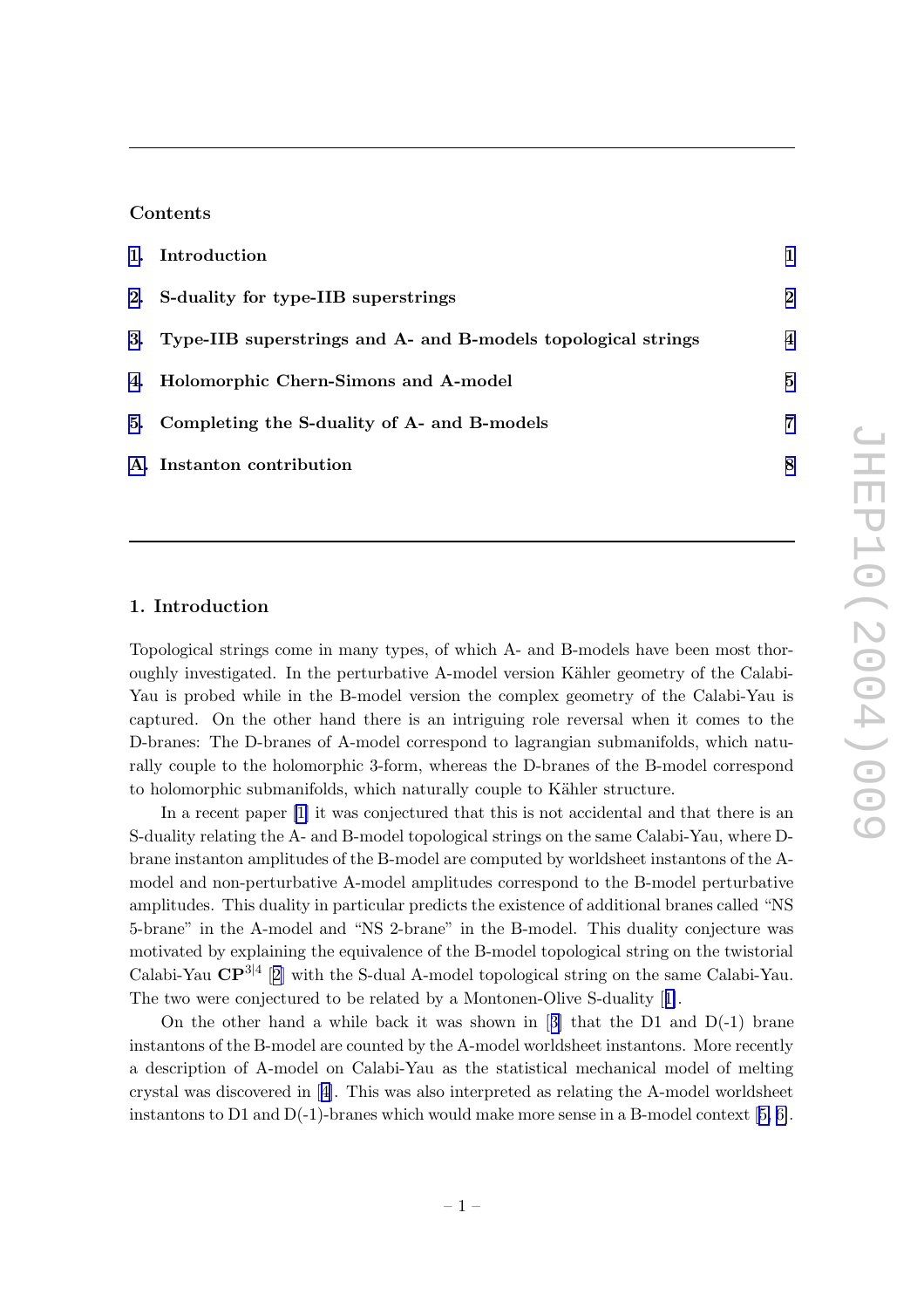## Contents

1. Introduction — 1
2. S-duality for type-IIB superstrings — 2
3. Type-IIB superstrings and A- and B-models topological strings — 4
4. Holomorphic Chern-Simons and A-model — 5
5. Completing the S-duality of A- and B-models — 7

A. Instanton contribution — 8

## 1. Introduction

Topological strings come in many types, of which A- and B-models have been most thoroughly investigated. In the perturbative A-model version Kähler geometry of the Calabi-Yau is probed while in the B-model version the complex geometry of the Calabi-Yau is captured. On the other hand there is an intriguing role reversal when it comes to the D-branes: The D-branes of A-model correspond to lagrangian submanifolds, which naturally couple to the holomorphic 3-form, whereas the D-branes of the B-model correspond to holomorphic submanifolds, which naturally couple to Kähler structure.

In a recent paper [1] it was conjectured that this is not accidental and that there is an S-duality relating the A- and B-model topological strings on the same Calabi-Yau, where D-brane instanton amplitudes of the B-model are computed by worldsheet instantons of the A-model and non-perturbative A-model amplitudes correspond to the B-model perturbative amplitudes. This duality in particular predicts the existence of additional branes called "NS 5-brane" in the A-model and "NS 2-brane" in the B-model. This duality conjecture was motivated by explaining the equivalence of the B-model topological string on the twistorial Calabi-Yau $\mathbf{CP}^{3|4}$ [2] with the S-dual A-model topological string on the same Calabi-Yau. The two were conjectured to be related by a Montonen-Olive S-duality [1].

On the other hand a while back it was shown in [3] that the D1 and D(-1) brane instantons of the B-model are counted by the A-model worldsheet instantons. More recently a description of A-model on Calabi-Yau as the statistical mechanical model of melting crystal was discovered in [4]. This was also interpreted as relating the A-model worldsheet instantons to D1 and D(-1)-branes which would make more sense in a B-model context [5, 6].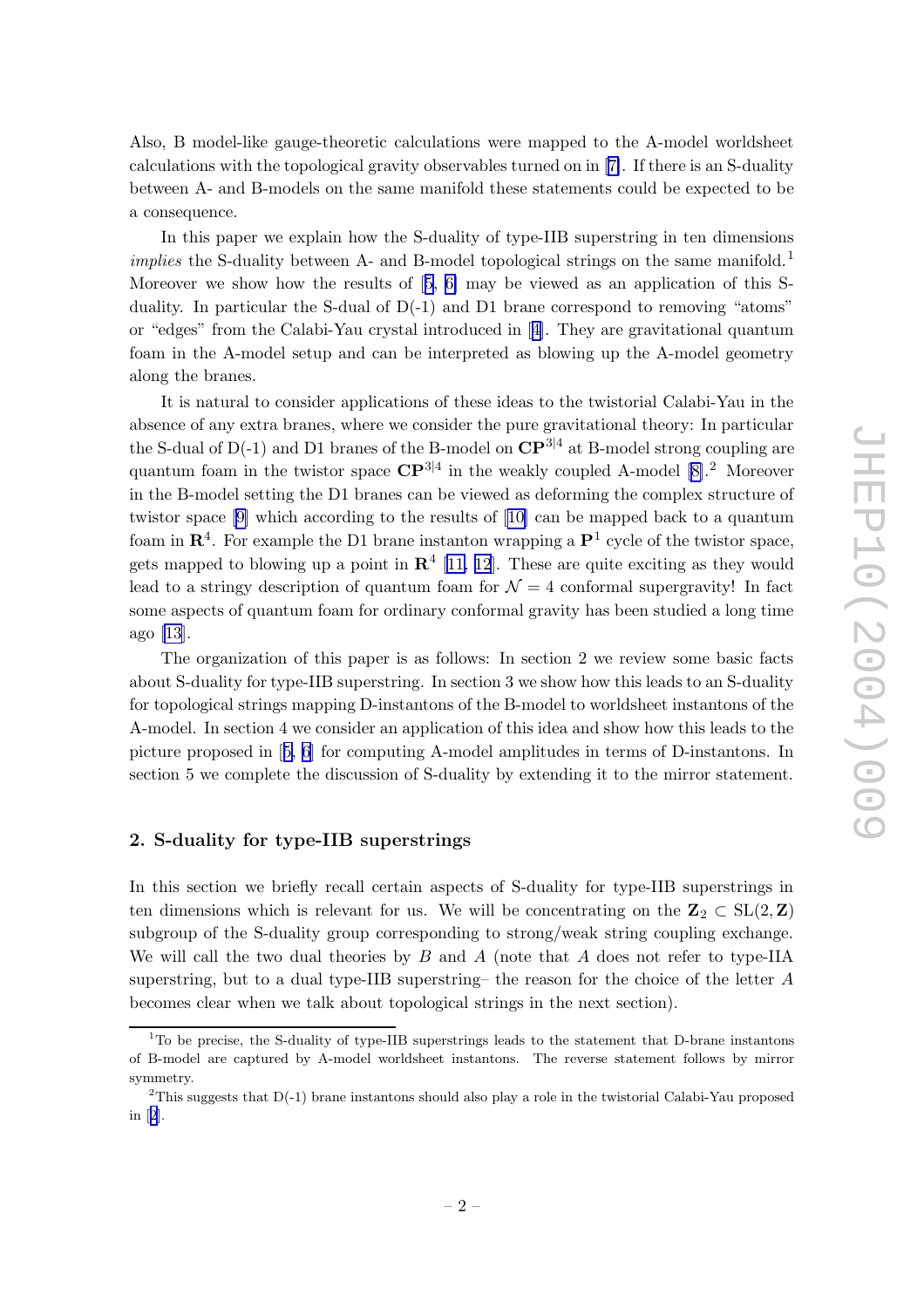Also, B model-like gauge-theoretic calculations were mapped to the A-model worldsheet calculations with the topological gravity observables turned on in [7]. If there is an S-duality between A- and B-models on the same manifold these statements could be expected to be a consequence.

In this paper we explain how the S-duality of type-IIB superstring in ten dimensions *implies* the S-duality between A- and B-model topological strings on the same manifold.[1] Moreover we show how the results of [5, 6] may be viewed as an application of this S-duality. In particular the S-dual of D(-1) and D1 brane correspond to removing "atoms" or "edges" from the Calabi-Yau crystal introduced in [4]. They are gravitational quantum foam in the A-model setup and can be interpreted as blowing up the A-model geometry along the branes.

It is natural to consider applications of these ideas to the twistorial Calabi-Yau in the absence of any extra branes, where we consider the pure gravitational theory: In particular the S-dual of D(-1) and D1 branes of the B-model on $\mathbf{CP}^{3|4}$ at B-model strong coupling are quantum foam in the twistor space $\mathbf{CP}^{3|4}$ in the weakly coupled A-model [8].[2] Moreover in the B-model setting the D1 branes can be viewed as deforming the complex structure of twistor space [9] which according to the results of [10] can be mapped back to a quantum foam in $\mathbf{R}^4$. For example the D1 brane instanton wrapping a $\mathbf{P}^1$ cycle of the twistor space, gets mapped to blowing up a point in $\mathbf{R}^4$ [11, 12]. These are quite exciting as they would lead to a stringy description of quantum foam for $\mathcal{N} = 4$ conformal supergravity! In fact some aspects of quantum foam for ordinary conformal gravity has been studied a long time ago [13].

The organization of this paper is as follows: In section 2 we review some basic facts about S-duality for type-IIB superstring. In section 3 we show how this leads to an S-duality for topological strings mapping D-instantons of the B-model to worldsheet instantons of the A-model. In section 4 we consider an application of this idea and show how this leads to the picture proposed in [5, 6] for computing A-model amplitudes in terms of D-instantons. In section 5 we complete the discussion of S-duality by extending it to the mirror statement.

## 2. S-duality for type-IIB superstrings

In this section we briefly recall certain aspects of S-duality for type-IIB superstrings in ten dimensions which is relevant for us. We will be concentrating on the $\mathbf{Z}_2 \subset \mathrm{SL}(2, \mathbf{Z})$ subgroup of the S-duality group corresponding to strong/weak string coupling exchange. We will call the two dual theories by $B$ and $A$ (note that $A$ does not refer to type-IIA superstring, but to a dual type-IIB superstring– the reason for the choice of the letter $A$ becomes clear when we talk about topological strings in the next section).

[1] To be precise, the S-duality of type-IIB superstrings leads to the statement that D-brane instantons of B-model are captured by A-model worldsheet instantons. The reverse statement follows by mirror symmetry.

[2] This suggests that D(-1) brane instantons should also play a role in the twistorial Calabi-Yau proposed in [2].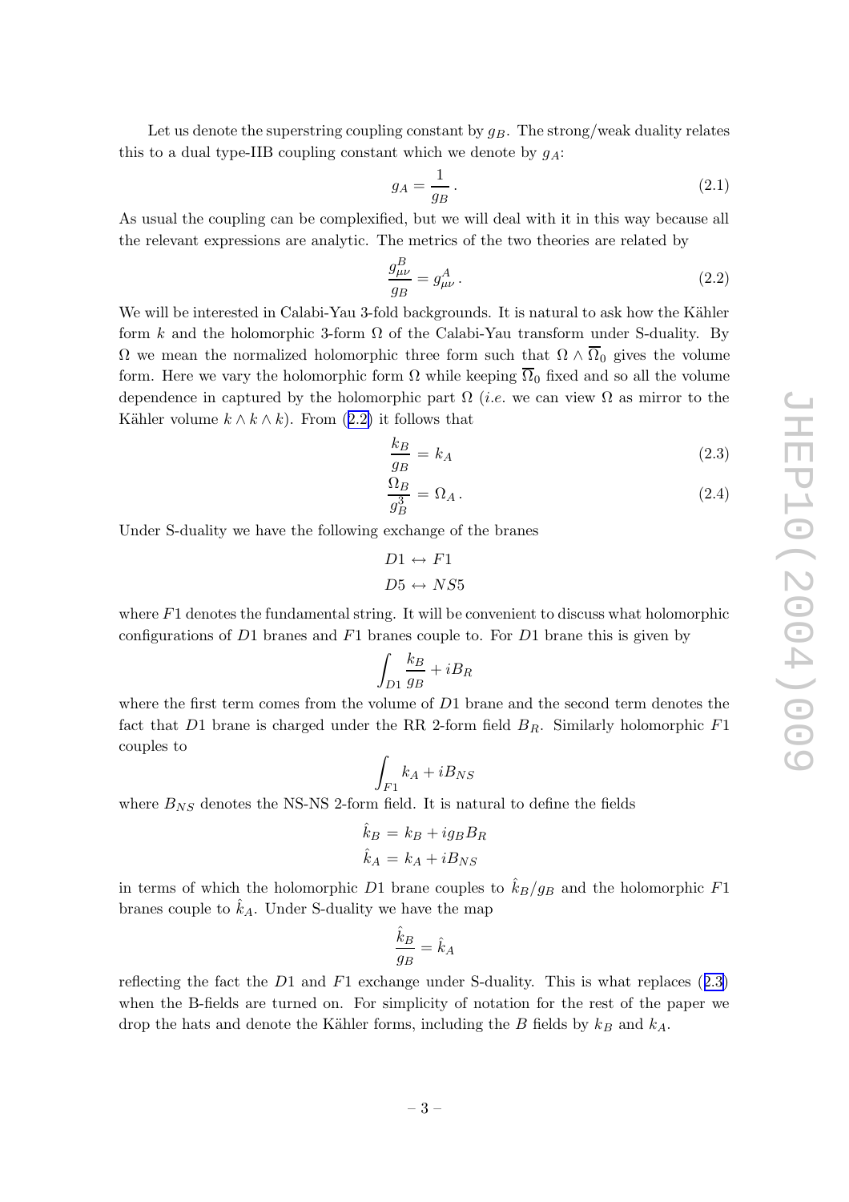Let us denote the superstring coupling constant by $g_B$. The strong/weak duality relates this to a dual type-IIB coupling constant which we denote by $g_A$:

$$g_A = \frac{1}{g_B} \,. \tag{2.1}$$

As usual the coupling can be complexified, but we will deal with it in this way because all the relevant expressions are analytic. The metrics of the two theories are related by

$$\frac{g^B_{\mu\nu}}{g_B} = g^A_{\mu\nu} \,. \tag{2.2}$$

We will be interested in Calabi-Yau 3-fold backgrounds. It is natural to ask how the Kähler form $k$ and the holomorphic 3-form $\Omega$ of the Calabi-Yau transform under S-duality. By $\Omega$ we mean the normalized holomorphic three form such that $\Omega \wedge \overline{\Omega}_0$ gives the volume form. Here we vary the holomorphic form $\Omega$ while keeping $\overline{\Omega}_0$ fixed and so all the volume dependence in captured by the holomorphic part $\Omega$ (*i.e.* we can view $\Omega$ as mirror to the Kähler volume $k \wedge k \wedge k$). From (2.2) it follows that

$$\frac{k_B}{g_B} = k_A \tag{2.3}$$

$$\frac{\Omega_B}{g_B^3} = \Omega_A \,. \tag{2.4}$$

Under S-duality we have the following exchange of the branes

$$D1 \leftrightarrow F1$$
$$D5 \leftrightarrow NS5$$

where $F1$ denotes the fundamental string. It will be convenient to discuss what holomorphic configurations of $D1$ branes and $F1$ branes couple to. For $D1$ brane this is given by

$$\int_{D1} \frac{k_B}{g_B} + iB_R$$

where the first term comes from the volume of $D1$ brane and the second term denotes the fact that $D1$ brane is charged under the RR 2-form field $B_R$. Similarly holomorphic $F1$ couples to

$$\int_{F1} k_A + iB_{NS}$$

where $B_{NS}$ denotes the NS-NS 2-form field. It is natural to define the fields

$$\hat{k}_B = k_B + ig_B B_R$$
$$\hat{k}_A = k_A + iB_{NS}$$

in terms of which the holomorphic $D1$ brane couples to $\hat{k}_B/g_B$ and the holomorphic $F1$ branes couple to $\hat{k}_A$. Under S-duality we have the map

$$\frac{\hat{k}_B}{g_B} = \hat{k}_A$$

reflecting the fact the $D1$ and $F1$ exchange under S-duality. This is what replaces (2.3) when the B-fields are turned on. For simplicity of notation for the rest of the paper we drop the hats and denote the Kähler forms, including the $B$ fields by $k_B$ and $k_A$.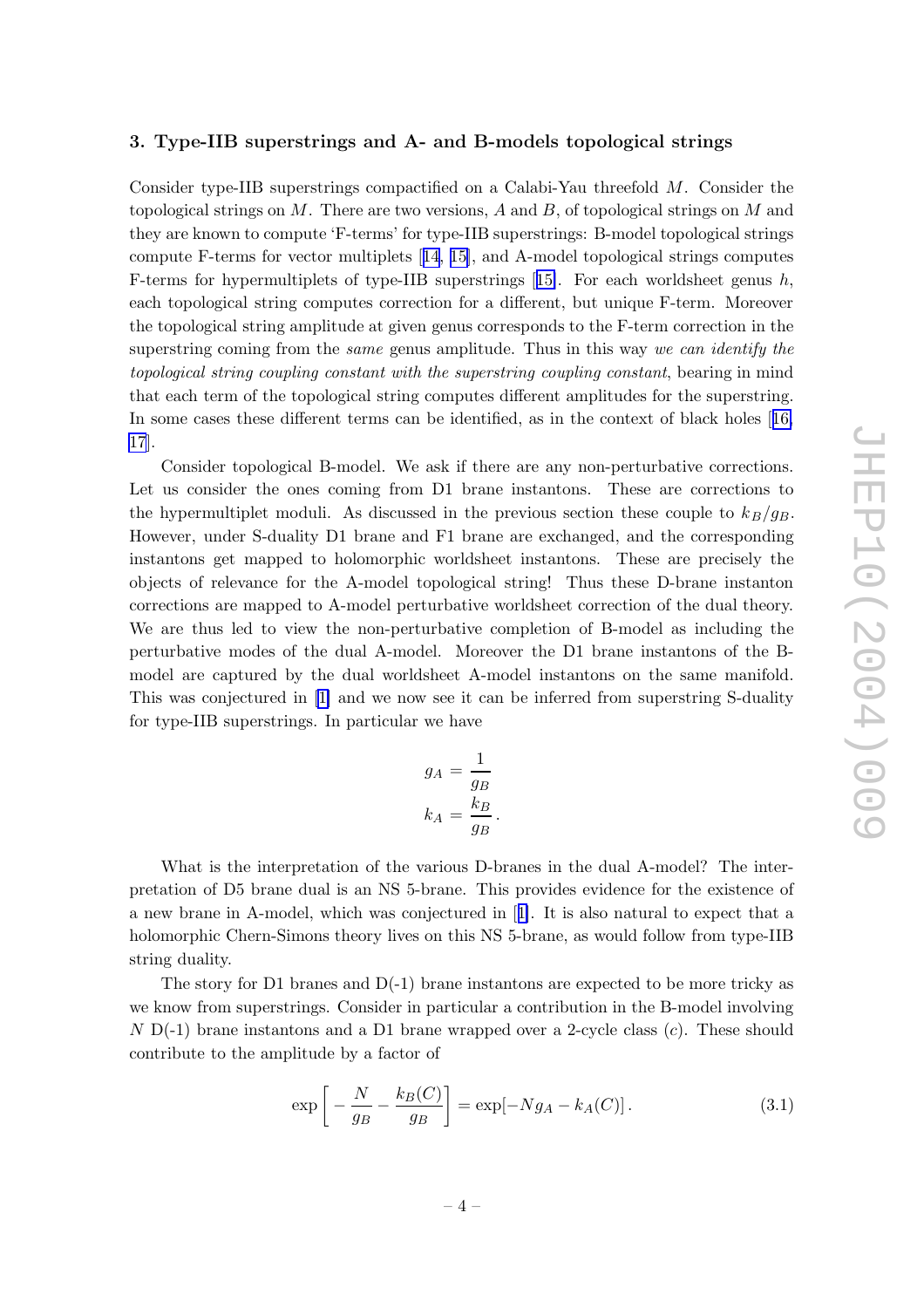## 3. Type-IIB superstrings and A- and B-models topological strings

Consider type-IIB superstrings compactified on a Calabi-Yau threefold $M$. Consider the topological strings on $M$. There are two versions, $A$ and $B$, of topological strings on $M$ and they are known to compute 'F-terms' for type-IIB superstrings: B-model topological strings compute F-terms for vector multiplets [14, 15], and A-model topological strings computes F-terms for hypermultiplets of type-IIB superstrings [15]. For each worldsheet genus $h$, each topological string computes correction for a different, but unique F-term. Moreover the topological string amplitude at given genus corresponds to the F-term correction in the superstring coming from the *same* genus amplitude. Thus in this way *we can identify the topological string coupling constant with the superstring coupling constant*, bearing in mind that each term of the topological string computes different amplitudes for the superstring. In some cases these different terms can be identified, as in the context of black holes [16, 17].

Consider topological B-model. We ask if there are any non-perturbative corrections. Let us consider the ones coming from D1 brane instantons. These are corrections to the hypermultiplet moduli. As discussed in the previous section these couple to $k_B/g_B$. However, under S-duality D1 brane and F1 brane are exchanged, and the corresponding instantons get mapped to holomorphic worldsheet instantons. These are precisely the objects of relevance for the A-model topological string! Thus these D-brane instanton corrections are mapped to A-model perturbative worldsheet correction of the dual theory. We are thus led to view the non-perturbative completion of B-model as including the perturbative modes of the dual A-model. Moreover the D1 brane instantons of the B-model are captured by the dual worldsheet A-model instantons on the same manifold. This was conjectured in [1] and we now see it can be inferred from superstring S-duality for type-IIB superstrings. In particular we have

$$g_A = \frac{1}{g_B}$$
$$k_A = \frac{k_B}{g_B}\,.$$

What is the interpretation of the various D-branes in the dual A-model? The interpretation of D5 brane dual is an NS 5-brane. This provides evidence for the existence of a new brane in A-model, which was conjectured in [1]. It is also natural to expect that a holomorphic Chern-Simons theory lives on this NS 5-brane, as would follow from type-IIB string duality.

The story for D1 branes and D(-1) brane instantons are expected to be more tricky as we know from superstrings. Consider in particular a contribution in the B-model involving $N$ D(-1) brane instantons and a D1 brane wrapped over a 2-cycle class $(c)$. These should contribute to the amplitude by a factor of

$$\exp\left[-\frac{N}{g_B} - \frac{k_B(C)}{g_B}\right] = \exp[-Ng_A - k_A(C)]\,. \tag{3.1}$$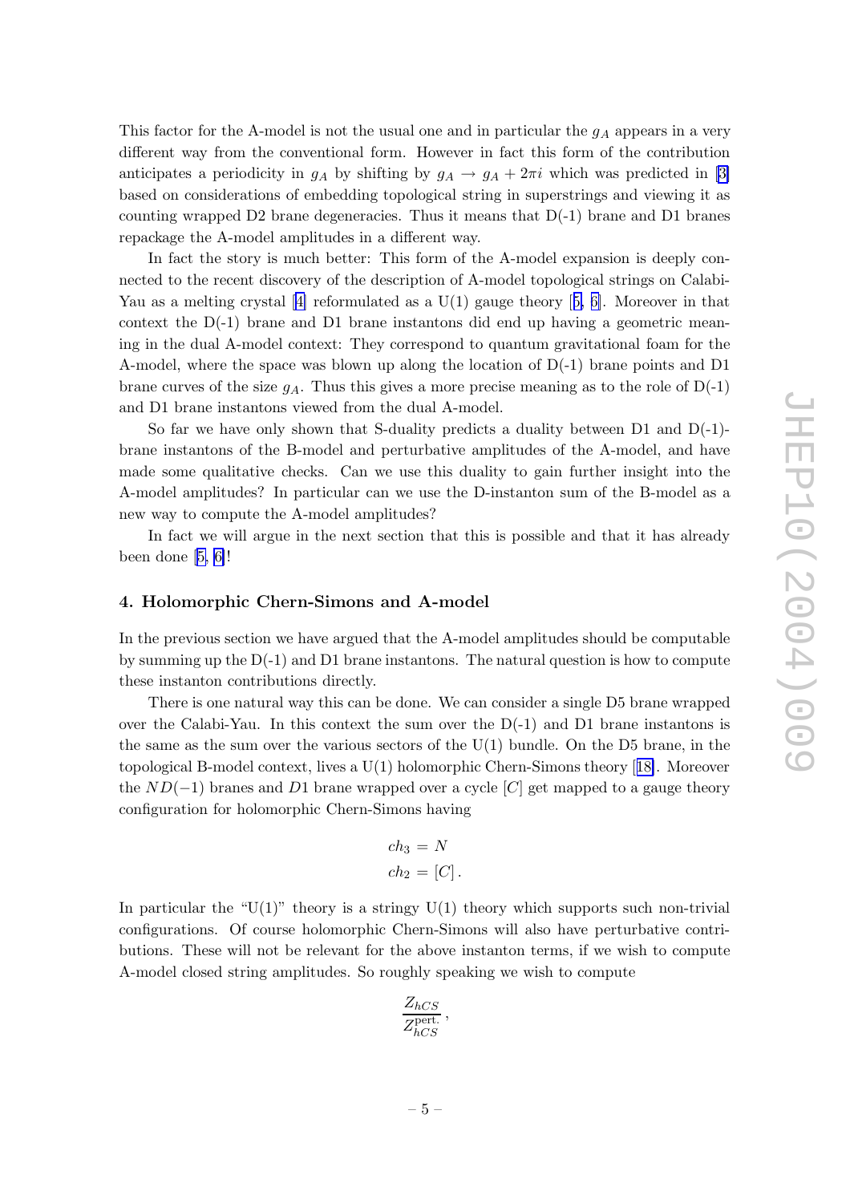This factor for the A-model is not the usual one and in particular the $g_A$ appears in a very different way from the conventional form. However in fact this form of the contribution anticipates a periodicity in $g_A$ by shifting by $g_A \to g_A + 2\pi i$ which was predicted in [3] based on considerations of embedding topological string in superstrings and viewing it as counting wrapped D2 brane degeneracies. Thus it means that D(-1) brane and D1 branes repackage the A-model amplitudes in a different way.

In fact the story is much better: This form of the A-model expansion is deeply connected to the recent discovery of the description of A-model topological strings on Calabi-Yau as a melting crystal [4] reformulated as a U(1) gauge theory [5, 6]. Moreover in that context the D(-1) brane and D1 brane instantons did end up having a geometric meaning in the dual A-model context: They correspond to quantum gravitational foam for the A-model, where the space was blown up along the location of D(-1) brane points and D1 brane curves of the size $g_A$. Thus this gives a more precise meaning as to the role of D(-1) and D1 brane instantons viewed from the dual A-model.

So far we have only shown that S-duality predicts a duality between D1 and D(-1)-brane instantons of the B-model and perturbative amplitudes of the A-model, and have made some qualitative checks. Can we use this duality to gain further insight into the A-model amplitudes? In particular can we use the D-instanton sum of the B-model as a new way to compute the A-model amplitudes?

In fact we will argue in the next section that this is possible and that it has already been done [5, 6]!

## 4. Holomorphic Chern-Simons and A-model

In the previous section we have argued that the A-model amplitudes should be computable by summing up the D(-1) and D1 brane instantons. The natural question is how to compute these instanton contributions directly.

There is one natural way this can be done. We can consider a single D5 brane wrapped over the Calabi-Yau. In this context the sum over the D(-1) and D1 brane instantons is the same as the sum over the various sectors of the U(1) bundle. On the D5 brane, in the topological B-model context, lives a U(1) holomorphic Chern-Simons theory [18]. Moreover the $ND(-1)$ branes and $D1$ brane wrapped over a cycle $[C]$ get mapped to a gauge theory configuration for holomorphic Chern-Simons having

$$
\begin{aligned}
ch_3 &= N \\
ch_2 &= [C] \,.
\end{aligned}
$$

In particular the "U(1)" theory is a stringy U(1) theory which supports such non-trivial configurations. Of course holomorphic Chern-Simons will also have perturbative contributions. These will not be relevant for the above instanton terms, if we wish to compute A-model closed string amplitudes. So roughly speaking we wish to compute

$$
\frac{Z_{hCS}}{Z_{hCS}^{\text{pert.}}}\,,
$$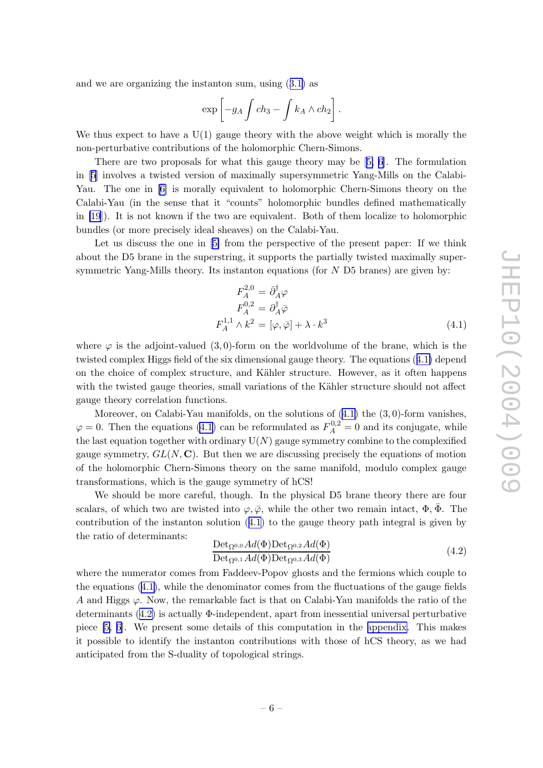and we are organizing the instanton sum, using (3.1) as

$$\exp\left[-g_A\int ch_3 - \int k_A\wedge ch_2\right].$$

We thus expect to have a U(1) gauge theory with the above weight which is morally the non-perturbative contributions of the holomorphic Chern-Simons.

There are two proposals for what this gauge theory may be [5, 6]. The formulation in [5] involves a twisted version of maximally supersymmetric Yang-Mills on the Calabi-Yau. The one in [6] is morally equivalent to holomorphic Chern-Simons theory on the Calabi-Yau (in the sense that it "counts" holomorphic bundles defined mathematically in [19]). It is not known if the two are equivalent. Both of them localize to holomorphic bundles (or more precisely ideal sheaves) on the Calabi-Yau.

Let us discuss the one in [5] from the perspective of the present paper: If we think about the D5 brane in the superstring, it supports the partially twisted maximally supersymmetric Yang-Mills theory. Its instanton equations (for $N$ D5 branes) are given by:

$$\begin{aligned}
F_A^{2,0} &= \bar{\partial}_A^\dagger \varphi \\
F_A^{0,2} &= \partial_A^\dagger \bar{\varphi} \\
F_A^{1,1}\wedge k^2 &= [\varphi,\bar{\varphi}] + \lambda\cdot k^3
\end{aligned} \tag{4.1}$$

where $\varphi$ is the adjoint-valued $(3,0)$-form on the worldvolume of the brane, which is the twisted complex Higgs field of the six dimensional gauge theory. The equations (4.1) depend on the choice of complex structure, and Kähler structure. However, as it often happens with the twisted gauge theories, small variations of the Kähler structure should not affect gauge theory correlation functions.

Moreover, on Calabi-Yau manifolds, on the solutions of (4.1) the $(3,0)$-form vanishes, $\varphi = 0$. Then the equations (4.1) can be reformulated as $F_A^{0,2} = 0$ and its conjugate, while the last equation together with ordinary $\mathrm{U}(N)$ gauge symmetry combine to the complexified gauge symmetry, $GL(N,\mathbf{C})$. But then we are discussing precisely the equations of motion of the holomorphic Chern-Simons theory on the same manifold, modulo complex gauge transformations, which is the gauge symmetry of hCS!

We should be more careful, though. In the physical D5 brane theory there are four scalars, of which two are twisted into $\varphi, \bar{\varphi}$, while the other two remain intact, $\Phi, \bar{\Phi}$. The contribution of the instanton solution (4.1) to the gauge theory path integral is given by the ratio of determinants:

$$\frac{\mathrm{Det}_{\Omega^{0,0}} Ad(\Phi)\,\mathrm{Det}_{\Omega^{0,2}} Ad(\Phi)}{\mathrm{Det}_{\Omega^{0,1}} Ad(\Phi)\,\mathrm{Det}_{\Omega^{0,3}} Ad(\Phi)} \tag{4.2}$$

where the numerator comes from Faddeev-Popov ghosts and the fermions which couple to the equations (4.1), while the denominator comes from the fluctuations of the gauge fields $A$ and Higgs $\varphi$. Now, the remarkable fact is that on Calabi-Yau manifolds the ratio of the determinants (4.2) is actually $\Phi$-independent, apart from inessential universal perturbative piece [5, 6]. We present some details of this computation in the appendix. This makes it possible to identify the instanton contributions with those of hCS theory, as we had anticipated from the S-duality of topological strings.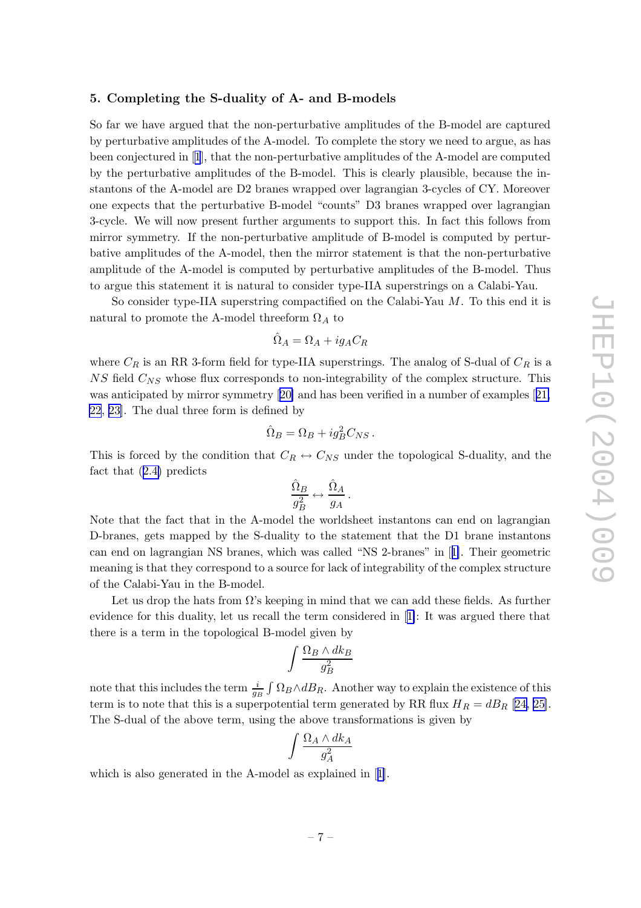## 5. Completing the S-duality of A- and B-models

So far we have argued that the non-perturbative amplitudes of the B-model are captured by perturbative amplitudes of the A-model. To complete the story we need to argue, as has been conjectured in [1], that the non-perturbative amplitudes of the A-model are computed by the perturbative amplitudes of the B-model. This is clearly plausible, because the instantons of the A-model are D2 branes wrapped over lagrangian 3-cycles of CY. Moreover one expects that the perturbative B-model "counts" D3 branes wrapped over lagrangian 3-cycle. We will now present further arguments to support this. In fact this follows from mirror symmetry. If the non-perturbative amplitude of B-model is computed by perturbative amplitudes of the A-model, then the mirror statement is that the non-perturbative amplitude of the A-model is computed by perturbative amplitudes of the B-model. Thus to argue this statement it is natural to consider type-IIA superstrings on a Calabi-Yau.

So consider type-IIA superstring compactified on the Calabi-Yau $M$. To this end it is natural to promote the A-model threeform $\Omega_A$ to

$$\hat{\Omega}_A = \Omega_A + ig_A C_R$$

where $C_R$ is an RR 3-form field for type-IIA superstrings. The analog of S-dual of $C_R$ is a $NS$ field $C_{NS}$ whose flux corresponds to non-integrability of the complex structure. This was anticipated by mirror symmetry [20] and has been verified in a number of examples [21, 22, 23]. The dual three form is defined by

$$\hat{\Omega}_B = \Omega_B + ig_B^2 C_{NS}\,.$$

This is forced by the condition that $C_R \leftrightarrow C_{NS}$ under the topological S-duality, and the fact that (2.4) predicts

$$\frac{\hat{\Omega}_B}{g_B^2} \leftrightarrow \frac{\hat{\Omega}_A}{g_A}\,.$$

Note that the fact that in the A-model the worldsheet instantons can end on lagrangian D-branes, gets mapped by the S-duality to the statement that the D1 brane instantons can end on lagrangian NS branes, which was called "NS 2-branes" in [1]. Their geometric meaning is that they correspond to a source for lack of integrability of the complex structure of the Calabi-Yau in the B-model.

Let us drop the hats from $\Omega$'s keeping in mind that we can add these fields. As further evidence for this duality, let us recall the term considered in [1]: It was argued there that there is a term in the topological B-model given by

$$\int \frac{\Omega_B \wedge dk_B}{g_B^2}$$

note that this includes the term $\frac{i}{g_B}\int \Omega_B \wedge dB_R$. Another way to explain the existence of this term is to note that this is a superpotential term generated by RR flux $H_R = dB_R$ [24, 25]. The S-dual of the above term, using the above transformations is given by

$$\int \frac{\Omega_A \wedge dk_A}{g_A^2}$$

which is also generated in the A-model as explained in [1].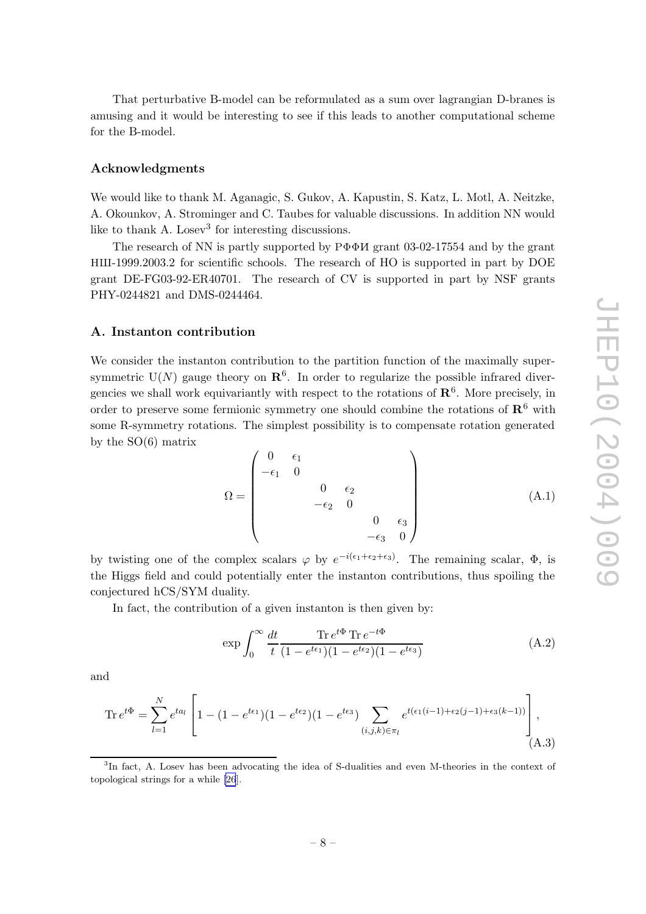That perturbative B-model can be reformulated as a sum over lagrangian D-branes is amusing and it would be interesting to see if this leads to another computational scheme for the B-model.

### Acknowledgments

We would like to thank M. Aganagic, S. Gukov, A. Kapustin, S. Katz, L. Motl, A. Neitzke, A. Okounkov, A. Strominger and C. Taubes for valuable discussions. In addition NN would like to thank A. Losev[3] for interesting discussions.

The research of NN is partly supported by РФФИ grant 03-02-17554 and by the grant НШ-1999.2003.2 for scientific schools. The research of HO is supported in part by DOE grant DE-FG03-92-ER40701. The research of CV is supported in part by NSF grants PHY-0244821 and DMS-0244464.

## A. Instanton contribution

We consider the instanton contribution to the partition function of the maximally supersymmetric $\mathrm{U}(N)$ gauge theory on $\mathbf{R}^6$. In order to regularize the possible infrared divergencies we shall work equivariantly with respect to the rotations of $\mathbf{R}^6$. More precisely, in order to preserve some fermionic symmetry one should combine the rotations of $\mathbf{R}^6$ with some R-symmetry rotations. The simplest possibility is to compensate rotation generated by the SO(6) matrix

$$\Omega = \begin{pmatrix} 0 & \epsilon_1 & & & & \\ -\epsilon_1 & 0 & & & & \\ & & 0 & \epsilon_2 & & \\ & & -\epsilon_2 & 0 & & \\ & & & & 0 & \epsilon_3 \\ & & & & -\epsilon_3 & 0 \end{pmatrix} \tag{A.1}$$

by twisting one of the complex scalars $\varphi$ by $e^{-i(\epsilon_1+\epsilon_2+\epsilon_3)}$. The remaining scalar, $\Phi$, is the Higgs field and could potentially enter the instanton contributions, thus spoiling the conjectured hCS/SYM duality.

In fact, the contribution of a given instanton is then given by:

$$\exp \int_0^\infty \frac{dt}{t} \frac{\mathrm{Tr}\, e^{t\Phi}\, \mathrm{Tr}\, e^{-t\Phi}}{(1-e^{t\epsilon_1})(1-e^{t\epsilon_2})(1-e^{t\epsilon_3})} \tag{A.2}$$

and

$$\mathrm{Tr}\, e^{t\Phi} = \sum_{l=1}^{N} e^{ta_l} \left[ 1 - (1-e^{t\epsilon_1})(1-e^{t\epsilon_2})(1-e^{t\epsilon_3}) \sum_{(i,j,k)\in\pi_l} e^{t(\epsilon_1(i-1)+\epsilon_2(j-1)+\epsilon_3(k-1))} \right], \tag{A.3}$$

[3] In fact, A. Losev has been advocating the idea of S-dualities and even M-theories in the context of topological strings for a while [26].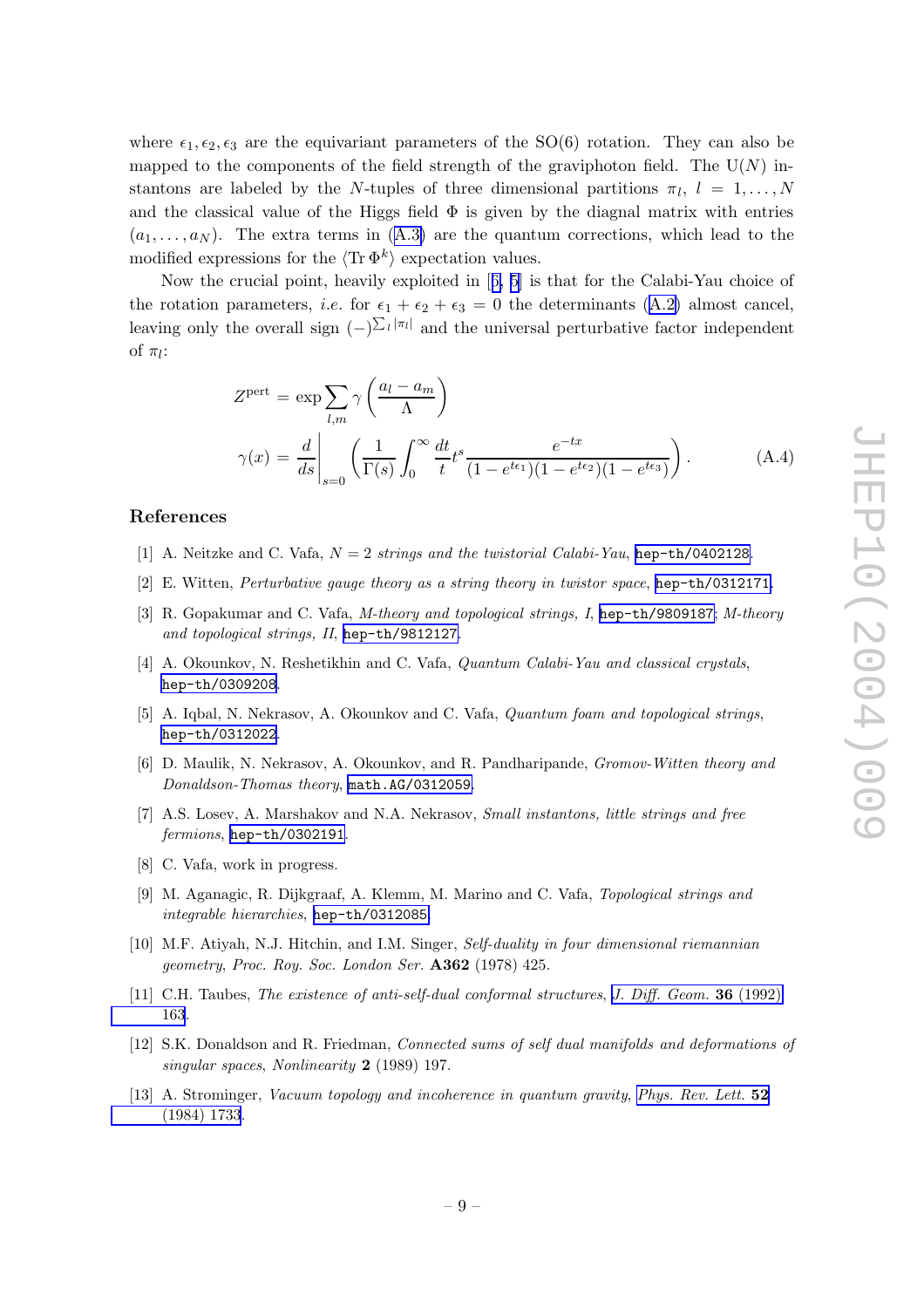where $\epsilon_1, \epsilon_2, \epsilon_3$ are the equivariant parameters of the SO(6) rotation. They can also be mapped to the components of the field strength of the graviphoton field. The U($N$) instantons are labeled by the $N$-tuples of three dimensional partitions $\pi_l$, $l = 1, \ldots, N$ and the classical value of the Higgs field $\Phi$ is given by the diagnal matrix with entries $(a_1, \ldots, a_N)$. The extra terms in (A.3) are the quantum corrections, which lead to the modified expressions for the $\langle \mathrm{Tr}\, \Phi^k \rangle$ expectation values.

Now the crucial point, heavily exploited in [6, 5] is that for the Calabi-Yau choice of the rotation parameters, *i.e.* for $\epsilon_1 + \epsilon_2 + \epsilon_3 = 0$ the determinants (A.2) almost cancel, leaving only the overall sign $(-)^{\sum_l |\pi_l|}$ and the universal perturbative factor independent of $\pi_l$:

$$
\begin{aligned}
Z^{\mathrm{pert}} &= \exp \sum_{l,m} \gamma\left(\frac{a_l - a_m}{\Lambda}\right) \\
\gamma(x) &= \left.\frac{d}{ds}\right|_{s=0} \left( \frac{1}{\Gamma(s)} \int_0^\infty \frac{dt}{t} t^s \frac{e^{-tx}}{(1 - e^{t\epsilon_1})(1 - e^{t\epsilon_2})(1 - e^{t\epsilon_3})} \right).
\end{aligned} \tag{A.4}
$$

## References

[1] A. Neitzke and C. Vafa, *$N = 2$ strings and the twistorial Calabi-Yau*, hep-th/0402128.

[2] E. Witten, *Perturbative gauge theory as a string theory in twistor space*, hep-th/0312171.

[3] R. Gopakumar and C. Vafa, *M-theory and topological strings, I*, hep-th/9809187; *M-theory and topological strings, II*, hep-th/9812127.

[4] A. Okounkov, N. Reshetikhin and C. Vafa, *Quantum Calabi-Yau and classical crystals*, hep-th/0309208.

[5] A. Iqbal, N. Nekrasov, A. Okounkov and C. Vafa, *Quantum foam and topological strings*, hep-th/0312022.

[6] D. Maulik, N. Nekrasov, A. Okounkov, and R. Pandharipande, *Gromov-Witten theory and Donaldson-Thomas theory*, math.AG/0312059.

[7] A.S. Losev, A. Marshakov and N.A. Nekrasov, *Small instantons, little strings and free fermions*, hep-th/0302191.

[8] C. Vafa, work in progress.

[9] M. Aganagic, R. Dijkgraaf, A. Klemm, M. Marino and C. Vafa, *Topological strings and integrable hierarchies*, hep-th/0312085.

[10] M.F. Atiyah, N.J. Hitchin, and I.M. Singer, *Self-duality in four dimensional riemannian geometry*, Proc. Roy. Soc. London Ser. **A362** (1978) 425.

[11] C.H. Taubes, *The existence of anti-self-dual conformal structures*, J. Diff. Geom. **36** (1992) 163.

[12] S.K. Donaldson and R. Friedman, *Connected sums of self dual manifolds and deformations of singular spaces*, Nonlinearity **2** (1989) 197.

[13] A. Strominger, *Vacuum topology and incoherence in quantum gravity*, Phys. Rev. Lett. **52** (1984) 1733.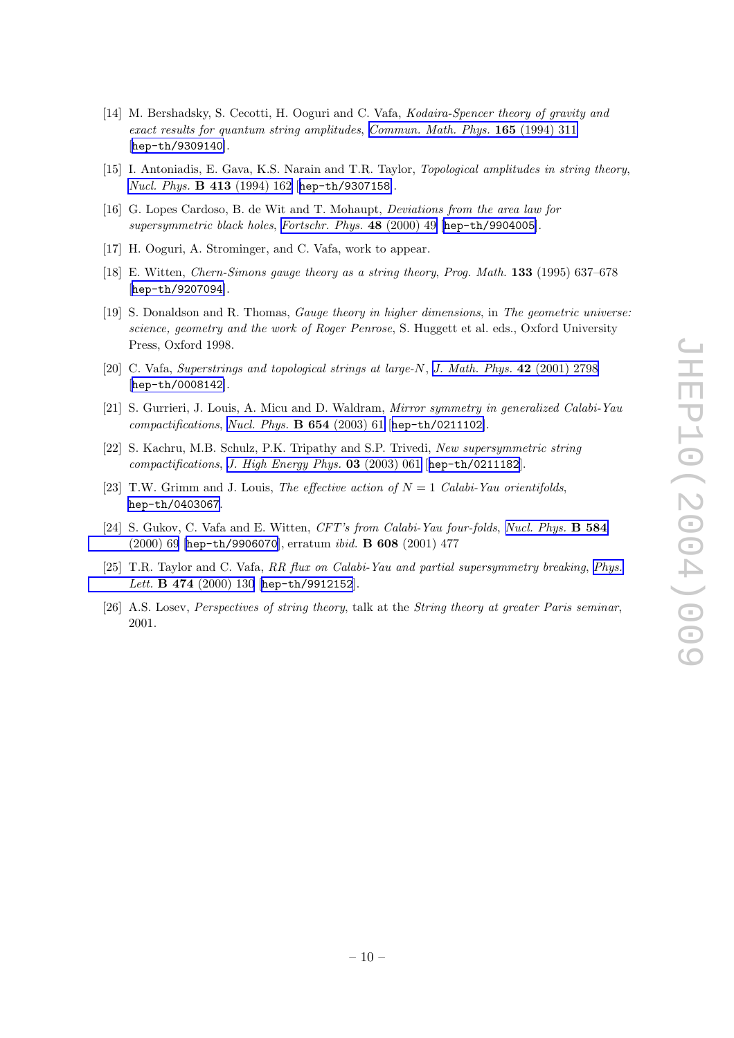[14] M. Bershadsky, S. Cecotti, H. Ooguri and C. Vafa, *Kodaira-Spencer theory of gravity and exact results for quantum string amplitudes*, *Commun. Math. Phys.* **165** (1994) 311 [hep-th/9309140].

[15] I. Antoniadis, E. Gava, K.S. Narain and T.R. Taylor, *Topological amplitudes in string theory*, *Nucl. Phys.* **B 413** (1994) 162 [hep-th/9307158].

[16] G. Lopes Cardoso, B. de Wit and T. Mohaupt, *Deviations from the area law for supersymmetric black holes*, *Fortschr. Phys.* **48** (2000) 49 [hep-th/9904005].

[17] H. Ooguri, A. Strominger, and C. Vafa, work to appear.

[18] E. Witten, *Chern-Simons gauge theory as a string theory*, *Prog. Math.* **133** (1995) 637–678 [hep-th/9207094].

[19] S. Donaldson and R. Thomas, *Gauge theory in higher dimensions*, in *The geometric universe: science, geometry and the work of Roger Penrose*, S. Huggett et al. eds., Oxford University Press, Oxford 1998.

[20] C. Vafa, *Superstrings and topological strings at large-N*, *J. Math. Phys.* **42** (2001) 2798 [hep-th/0008142].

[21] S. Gurrieri, J. Louis, A. Micu and D. Waldram, *Mirror symmetry in generalized Calabi-Yau compactifications*, *Nucl. Phys.* **B 654** (2003) 61 [hep-th/0211102].

[22] S. Kachru, M.B. Schulz, P.K. Tripathy and S.P. Trivedi, *New supersymmetric string compactifications*, *J. High Energy Phys.* **03** (2003) 061 [hep-th/0211182].

[23] T.W. Grimm and J. Louis, *The effective action of $N = 1$ Calabi-Yau orientifolds*, hep-th/0403067.

[24] S. Gukov, C. Vafa and E. Witten, *CFT's from Calabi-Yau four-folds*, *Nucl. Phys.* **B 584** (2000) 69 [hep-th/9906070], erratum *ibid.* **B 608** (2001) 477

[25] T.R. Taylor and C. Vafa, *RR flux on Calabi-Yau and partial supersymmetry breaking*, *Phys. Lett.* **B 474** (2000) 130 [hep-th/9912152].

[26] A.S. Losev, *Perspectives of string theory*, talk at the *String theory at greater Paris seminar*, 2001.